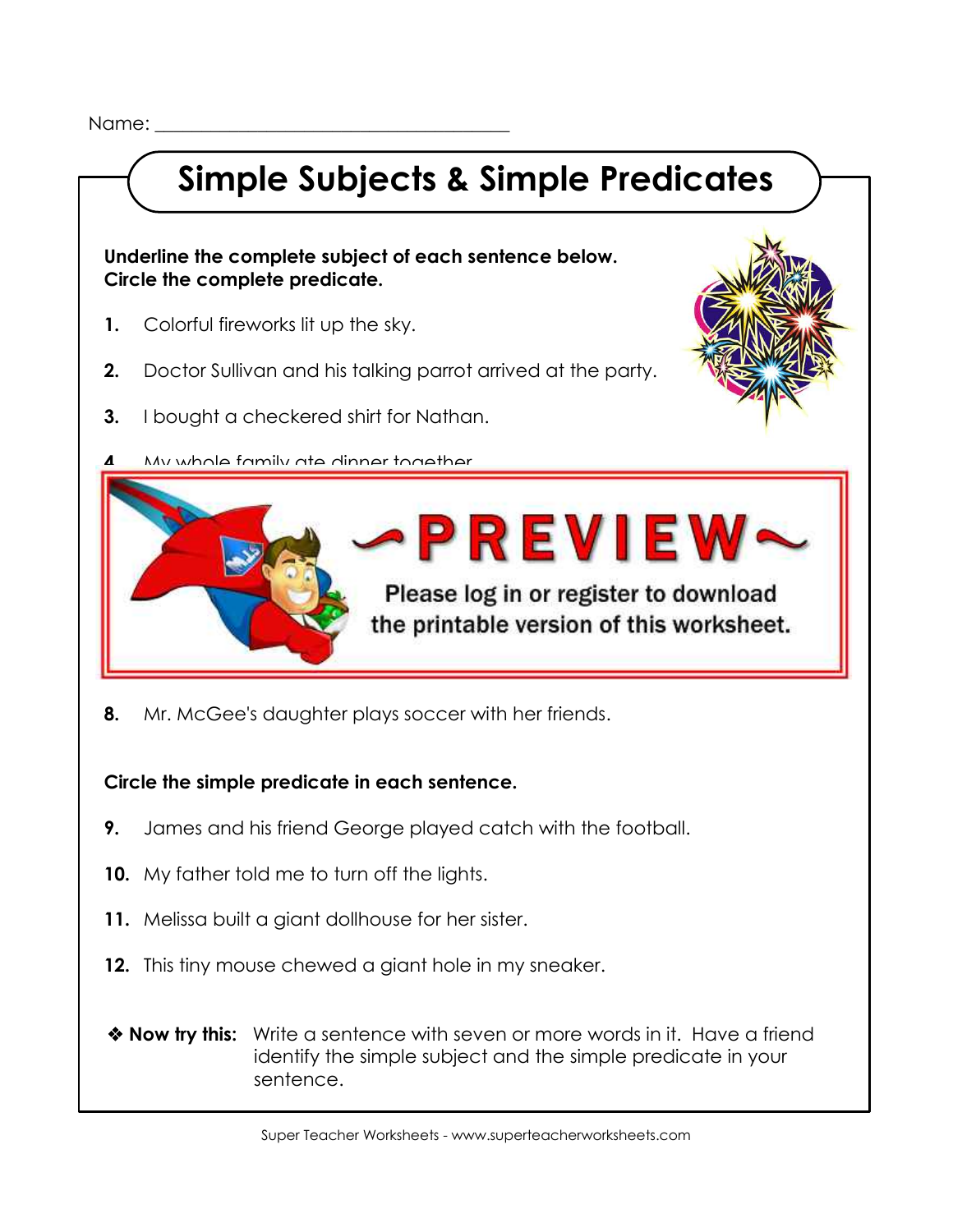Name: ___________________________________

# Simple Subjects & Simple Predicates

**Underline the complete subject of each sentence below.**
**Circle the complete predicate.**

1. Colorful fireworks lit up the sky.

2. Doctor Sullivan and his talking parrot arrived at the party.

3. I bought a checkered shirt for Nathan.

4. My whole family ate dinner together.

~PREVIEW~

Please log in or register to download the printable version of this worksheet.

8. Mr. McGee's daughter plays soccer with her friends.

**Circle the simple predicate in each sentence.**

9. James and his friend George played catch with the football.

10. My father told me to turn off the lights.

11. Melissa built a giant dollhouse for her sister.

12. This tiny mouse chewed a giant hole in my sneaker.

❖ **Now try this:** Write a sentence with seven or more words in it. Have a friend identify the simple subject and the simple predicate in your sentence.

Super Teacher Worksheets - www.superteacherworksheets.com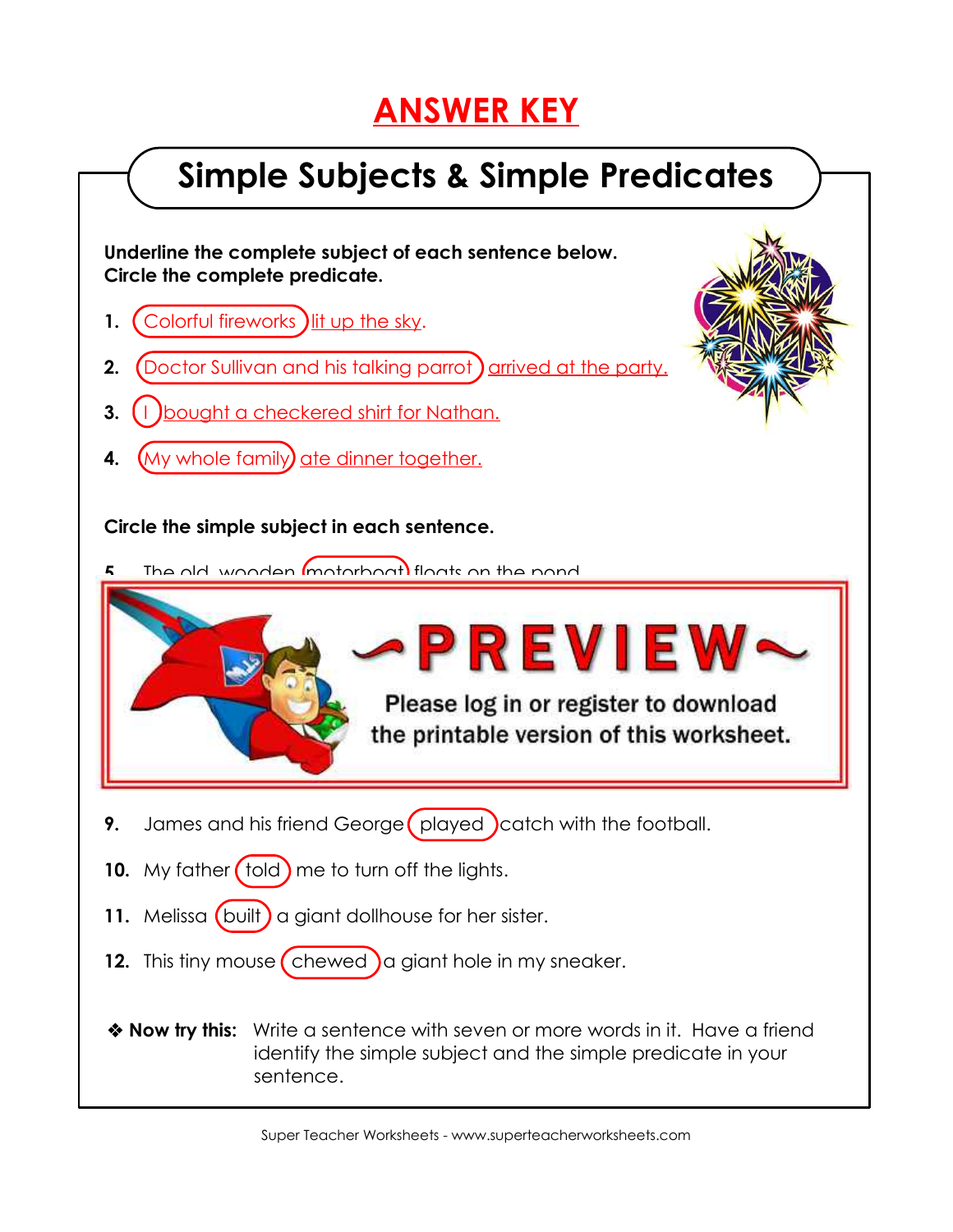# ANSWER KEY

## Simple Subjects & Simple Predicates

**Underline the complete subject of each sentence below. Circle the complete predicate.**

1. Colorful fireworks lit up the sky.
2. Doctor Sullivan and his talking parrot arrived at the party.
3. I bought a checkered shirt for Nathan.
4. My whole family ate dinner together.

**Circle the simple subject in each sentence.**

5. The old, wooden motorboat floats on the pond.

~PREVIEW~

Please log in or register to download the printable version of this worksheet.

9. James and his friend George played catch with the football.
10. My father told me to turn off the lights.
11. Melissa built a giant dollhouse for her sister.
12. This tiny mouse chewed a giant hole in my sneaker.

❖ **Now try this:** Write a sentence with seven or more words in it. Have a friend identify the simple subject and the simple predicate in your sentence.

Super Teacher Worksheets - www.superteacherworksheets.com